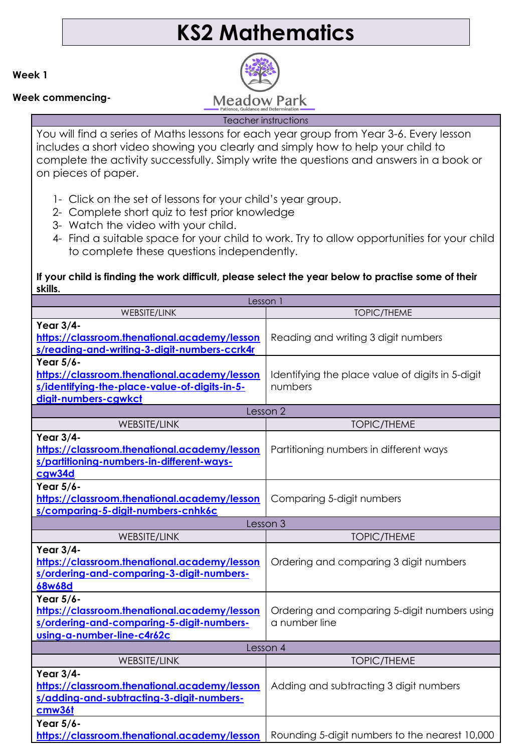# KS2 Mathematics

**Week 1**

**Week commencing-**

Meadow Park
Patience, Guidance and Determination

| Teacher instructions |
|---|
| You will find a series of Maths lessons for each year group from Year 3-6. Every lesson includes a short video showing you clearly and simply how to help your child to complete the activity successfully. Simply write the questions and answers in a book or on pieces of paper.<br><br>1- Click on the set of lessons for your child's year group.<br>2- Complete short quiz to test prior knowledge<br>3- Watch the video with your child.<br>4- Find a suitable space for your child to work. Try to allow opportunities for your child to complete these questions independently.<br><br>**If your child is finding the work difficult, please select the year below to practise some of their skills.** |

| Lesson 1 | |
|---|---|
| WEBSITE/LINK | TOPIC/THEME |
| **Year 3/4-** https://classroom.thenational.academy/lessons/reading-and-writing-3-digit-numbers-ccrk4r | Reading and writing 3 digit numbers |
| **Year 5/6-** https://classroom.thenational.academy/lessons/identifying-the-place-value-of-digits-in-5-digit-numbers-cgwkct | Identifying the place value of digits in 5-digit numbers |
| **Lesson 2** | |
| WEBSITE/LINK | TOPIC/THEME |
| **Year 3/4-** https://classroom.thenational.academy/lessons/partitioning-numbers-in-different-ways-cgw34d | Partitioning numbers in different ways |
| **Year 5/6-** https://classroom.thenational.academy/lessons/comparing-5-digit-numbers-cnhk6c | Comparing 5-digit numbers |
| **Lesson 3** | |
| WEBSITE/LINK | TOPIC/THEME |
| **Year 3/4-** https://classroom.thenational.academy/lessons/ordering-and-comparing-3-digit-numbers-68w68d | Ordering and comparing 3 digit numbers |
| **Year 5/6-** https://classroom.thenational.academy/lessons/ordering-and-comparing-5-digit-numbers-using-a-number-line-c4r62c | Ordering and comparing 5-digit numbers using a number line |
| **Lesson 4** | |
| WEBSITE/LINK | TOPIC/THEME |
| **Year 3/4-** https://classroom.thenational.academy/lessons/adding-and-subtracting-3-digit-numbers-cmw36t | Adding and subtracting 3 digit numbers |
| **Year 5/6-** https://classroom.thenational.academy/lesson | Rounding 5-digit numbers to the nearest 10,000 |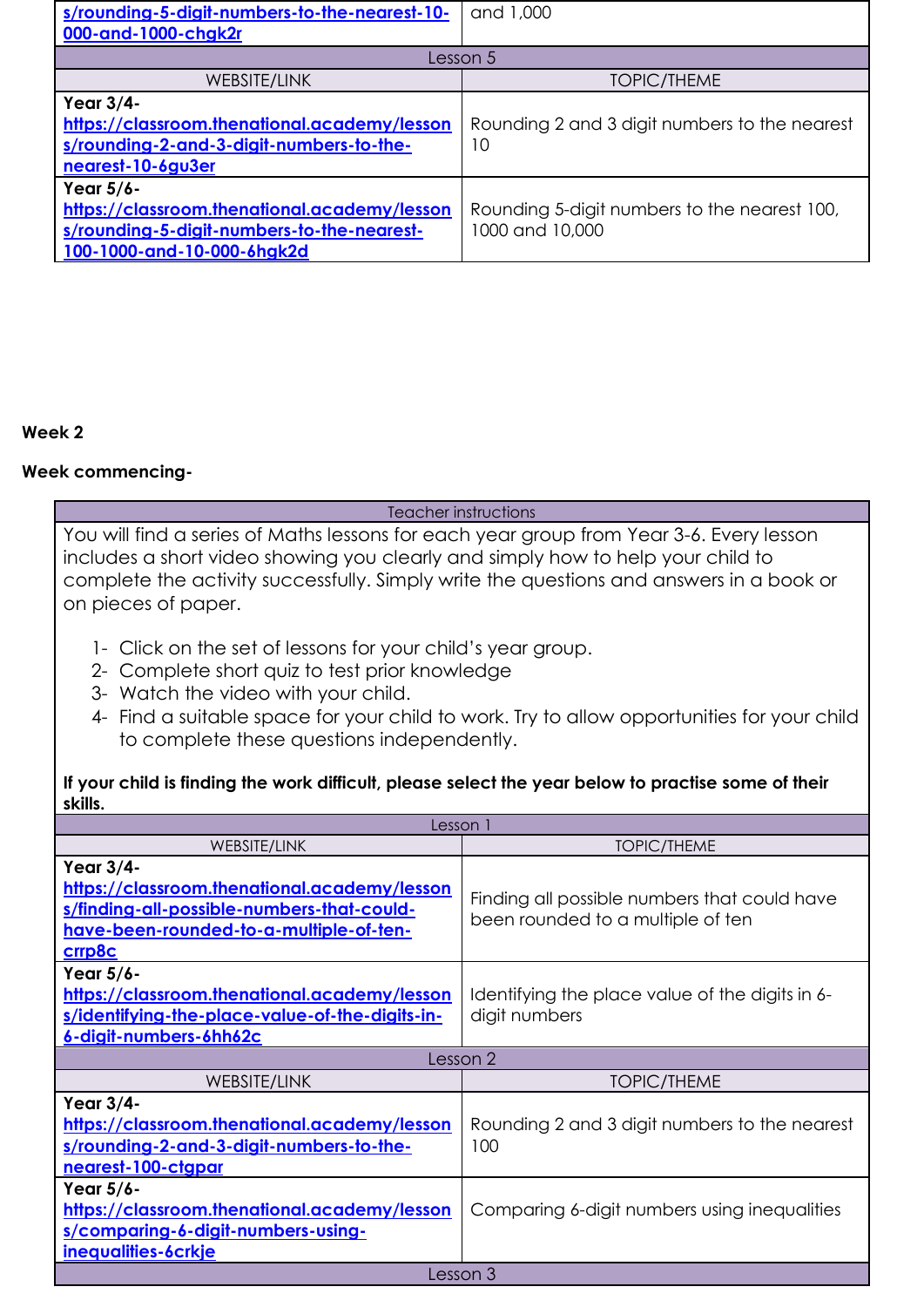| WEBSITE/LINK | TOPIC/THEME |
| --- | --- |
| s/rounding-5-digit-numbers-to-the-nearest-10-000-and-1000-chgk2r | and 1,000 |
| **Lesson 5** | |
| WEBSITE/LINK | TOPIC/THEME |
| **Year 3/4-** https://classroom.thenational.academy/lessons/rounding-2-and-3-digit-numbers-to-the-nearest-10-6gu3er | Rounding 2 and 3 digit numbers to the nearest 10 |
| **Year 5/6-** https://classroom.thenational.academy/lessons/rounding-5-digit-numbers-to-the-nearest-100-1000-and-10-000-6hgk2d | Rounding 5-digit numbers to the nearest 100, 1000 and 10,000 |

**Week 2**

**Week commencing-**

**Teacher instructions**

You will find a series of Maths lessons for each year group from Year 3-6. Every lesson includes a short video showing you clearly and simply how to help your child to complete the activity successfully. Simply write the questions and answers in a book or on pieces of paper.

1- Click on the set of lessons for your child's year group.
2- Complete short quiz to test prior knowledge
3- Watch the video with your child.
4- Find a suitable space for your child to work. Try to allow opportunities for your child to complete these questions independently.

**If your child is finding the work difficult, please select the year below to practise some of their skills.**

| WEBSITE/LINK | TOPIC/THEME |
| --- | --- |
| **Lesson 1** | |
| **Year 3/4-** https://classroom.thenational.academy/lessons/finding-all-possible-numbers-that-could-have-been-rounded-to-a-multiple-of-ten-crrp8c | Finding all possible numbers that could have been rounded to a multiple of ten |
| **Year 5/6-** https://classroom.thenational.academy/lessons/identifying-the-place-value-of-the-digits-in-6-digit-numbers-6hh62c | Identifying the place value of the digits in 6-digit numbers |
| **Lesson 2** | |
| WEBSITE/LINK | TOPIC/THEME |
| **Year 3/4-** https://classroom.thenational.academy/lessons/rounding-2-and-3-digit-numbers-to-the-nearest-100-ctgpar | Rounding 2 and 3 digit numbers to the nearest 100 |
| **Year 5/6-** https://classroom.thenational.academy/lessons/comparing-6-digit-numbers-using-inequalities-6crkje | Comparing 6-digit numbers using inequalities |
| **Lesson 3** | |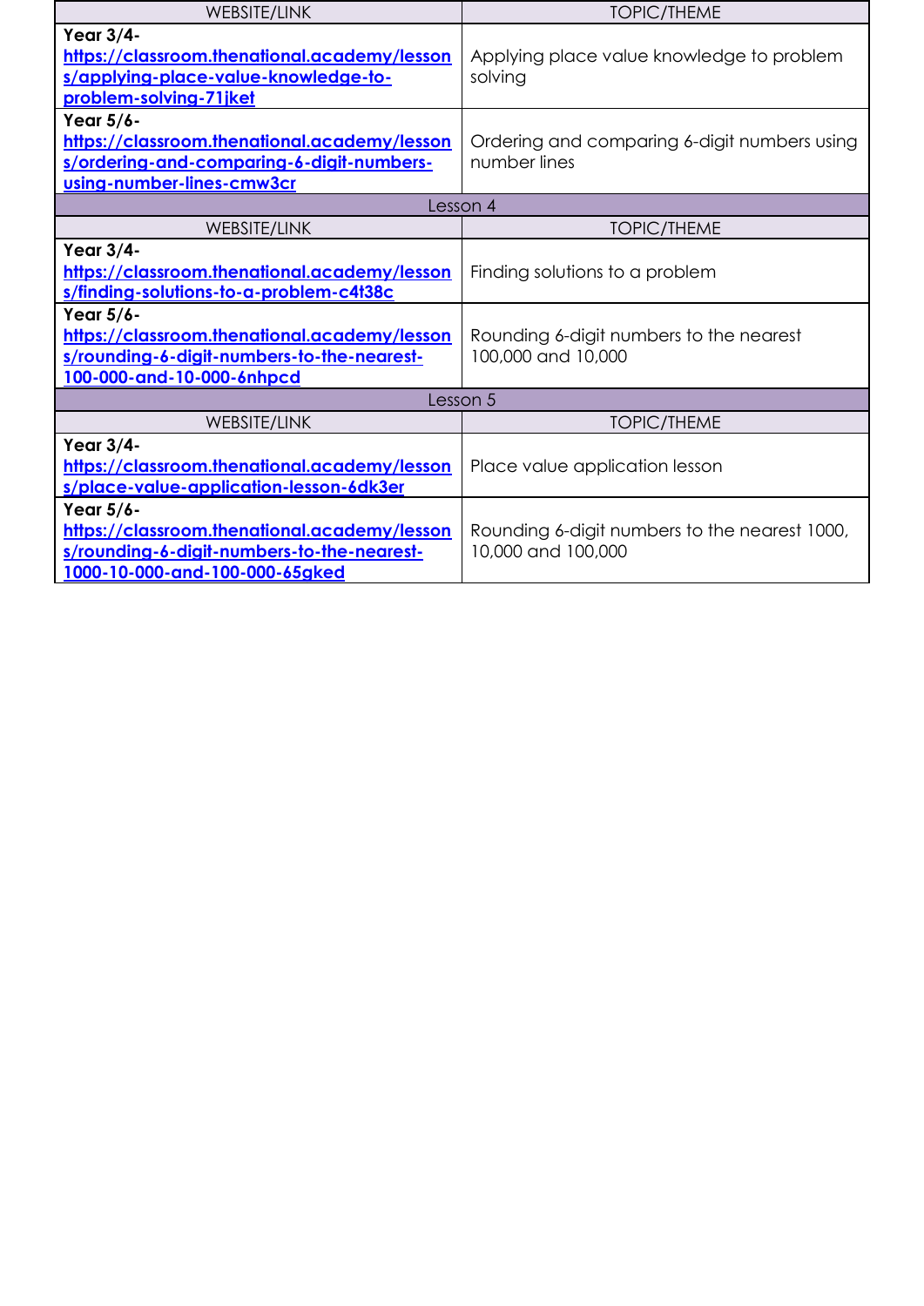| WEBSITE/LINK | TOPIC/THEME |
| --- | --- |
| **Year 3/4-** [**https://classroom.thenational.academy/lessons/applying-place-value-knowledge-to-problem-solving-71jket**](https://classroom.thenational.academy/lessons/applying-place-value-knowledge-to-problem-solving-71jket) | Applying place value knowledge to problem solving |
| **Year 5/6-** [**https://classroom.thenational.academy/lessons/ordering-and-comparing-6-digit-numbers-using-number-lines-cmw3cr**](https://classroom.thenational.academy/lessons/ordering-and-comparing-6-digit-numbers-using-number-lines-cmw3cr) | Ordering and comparing 6-digit numbers using number lines |

**Lesson 4**

| WEBSITE/LINK | TOPIC/THEME |
| --- | --- |
| **Year 3/4-** [**https://classroom.thenational.academy/lessons/finding-solutions-to-a-problem-c4t38c**](https://classroom.thenational.academy/lessons/finding-solutions-to-a-problem-c4t38c) | Finding solutions to a problem |
| **Year 5/6-** [**https://classroom.thenational.academy/lessons/rounding-6-digit-numbers-to-the-nearest-100-000-and-10-000-6nhpcd**](https://classroom.thenational.academy/lessons/rounding-6-digit-numbers-to-the-nearest-100-000-and-10-000-6nhpcd) | Rounding 6-digit numbers to the nearest 100,000 and 10,000 |

**Lesson 5**

| WEBSITE/LINK | TOPIC/THEME |
| --- | --- |
| **Year 3/4-** [**https://classroom.thenational.academy/lessons/place-value-application-lesson-6dk3er**](https://classroom.thenational.academy/lessons/place-value-application-lesson-6dk3er) | Place value application lesson |
| **Year 5/6-** [**https://classroom.thenational.academy/lessons/rounding-6-digit-numbers-to-the-nearest-1000-10-000-and-100-000-65gked**](https://classroom.thenational.academy/lessons/rounding-6-digit-numbers-to-the-nearest-1000-10-000-and-100-000-65gked) | Rounding 6-digit numbers to the nearest 1000, 10,000 and 100,000 |